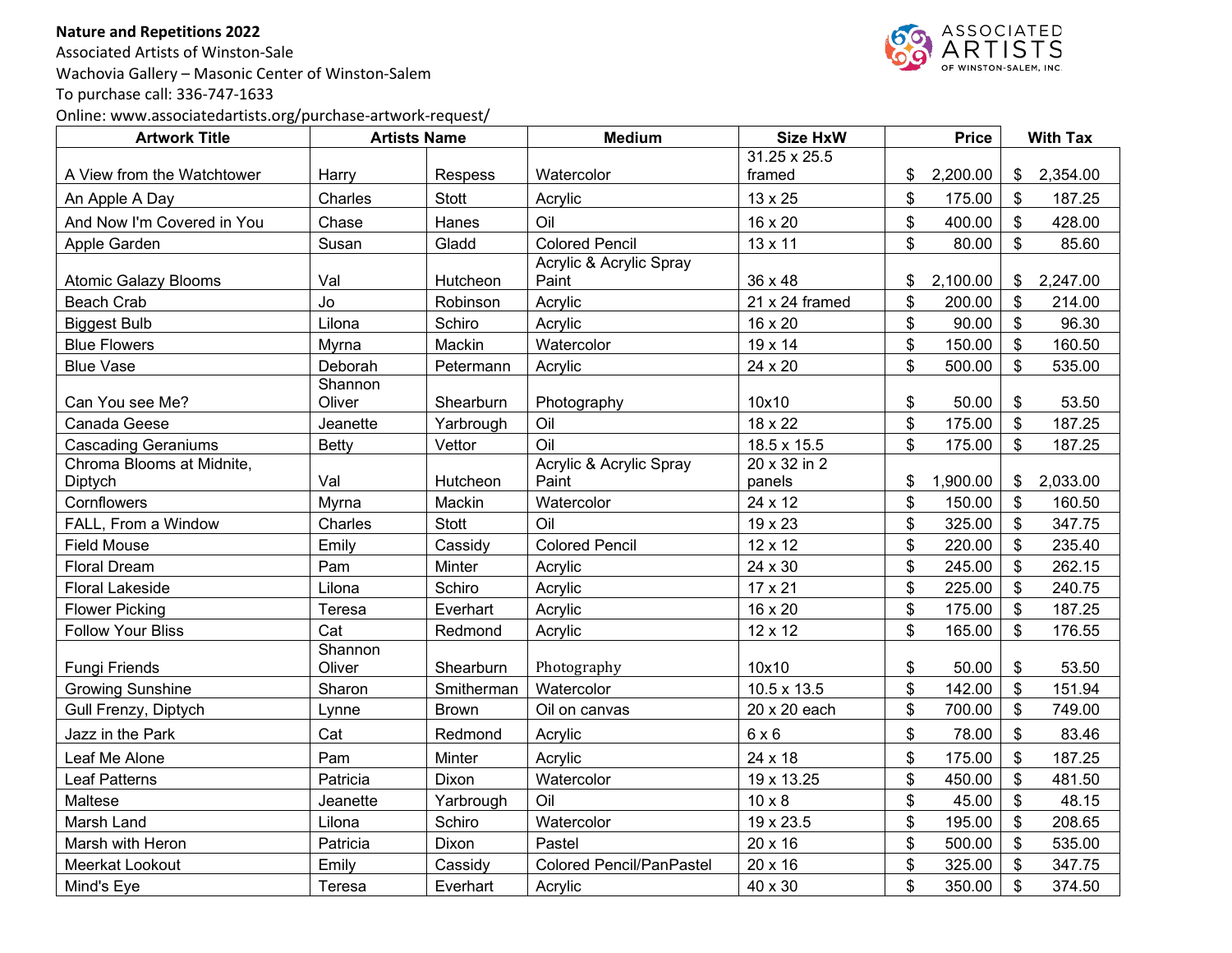**Nature and Repetitions 2022**

Associated Artists of Winston-Sale

Wachovia Gallery – Masonic Center of Winston-Salem

To purchase call: 336-747-1633

Online: www.associatedartists.org/purchase-artwork-request/

| Artwork Title | Artists Name | | Medium | Size HxW | Price | With Tax |
|---|---|---|---|---|---|---|
| A View from the Watchtower | Harry | Respess | Watercolor | 31.25 x 25.5 framed | $ 2,200.00 | $ 2,354.00 |
| An Apple A Day | Charles | Stott | Acrylic | 13 x 25 | $ 175.00 | $ 187.25 |
| And Now I'm Covered in You | Chase | Hanes | Oil | 16 x 20 | $ 400.00 | $ 428.00 |
| Apple Garden | Susan | Gladd | Colored Pencil | 13 x 11 | $ 80.00 | $ 85.60 |
| Atomic Galazy Blooms | Val | Hutcheon | Acrylic & Acrylic Spray Paint | 36 x 48 | $ 2,100.00 | $ 2,247.00 |
| Beach Crab | Jo | Robinson | Acrylic | 21 x 24 framed | $ 200.00 | $ 214.00 |
| Biggest Bulb | Lilona | Schiro | Acrylic | 16 x 20 | $ 90.00 | $ 96.30 |
| Blue Flowers | Myrna | Mackin | Watercolor | 19 x 14 | $ 150.00 | $ 160.50 |
| Blue Vase | Deborah | Petermann | Acrylic | 24 x 20 | $ 500.00 | $ 535.00 |
| Can You see Me? | Shannon Oliver | Shearburn | Photography | 10x10 | $ 50.00 | $ 53.50 |
| Canada Geese | Jeanette | Yarbrough | Oil | 18 x 22 | $ 175.00 | $ 187.25 |
| Cascading Geraniums | Betty | Vettor | Oil | 18.5 x 15.5 | $ 175.00 | $ 187.25 |
| Chroma Blooms at Midnite, Diptych | Val | Hutcheon | Acrylic & Acrylic Spray Paint | 20 x 32 in 2 panels | $ 1,900.00 | $ 2,033.00 |
| Cornflowers | Myrna | Mackin | Watercolor | 24 x 12 | $ 150.00 | $ 160.50 |
| FALL, From a Window | Charles | Stott | Oil | 19 x 23 | $ 325.00 | $ 347.75 |
| Field Mouse | Emily | Cassidy | Colored Pencil | 12 x 12 | $ 220.00 | $ 235.40 |
| Floral Dream | Pam | Minter | Acrylic | 24 x 30 | $ 245.00 | $ 262.15 |
| Floral Lakeside | Lilona | Schiro | Acrylic | 17 x 21 | $ 225.00 | $ 240.75 |
| Flower Picking | Teresa | Everhart | Acrylic | 16 x 20 | $ 175.00 | $ 187.25 |
| Follow Your Bliss | Cat | Redmond | Acrylic | 12 x 12 | $ 165.00 | $ 176.55 |
| Fungi Friends | Shannon Oliver | Shearburn | Photography | 10x10 | $ 50.00 | $ 53.50 |
| Growing Sunshine | Sharon | Smitherman | Watercolor | 10.5 x 13.5 | $ 142.00 | $ 151.94 |
| Gull Frenzy, Diptych | Lynne | Brown | Oil on canvas | 20 x 20 each | $ 700.00 | $ 749.00 |
| Jazz in the Park | Cat | Redmond | Acrylic | 6 x 6 | $ 78.00 | $ 83.46 |
| Leaf Me Alone | Pam | Minter | Acrylic | 24 x 18 | $ 175.00 | $ 187.25 |
| Leaf Patterns | Patricia | Dixon | Watercolor | 19 x 13.25 | $ 450.00 | $ 481.50 |
| Maltese | Jeanette | Yarbrough | Oil | 10 x 8 | $ 45.00 | $ 48.15 |
| Marsh Land | Lilona | Schiro | Watercolor | 19 x 23.5 | $ 195.00 | $ 208.65 |
| Marsh with Heron | Patricia | Dixon | Pastel | 20 x 16 | $ 500.00 | $ 535.00 |
| Meerkat Lookout | Emily | Cassidy | Colored Pencil/PanPastel | 20 x 16 | $ 325.00 | $ 347.75 |
| Mind's Eye | Teresa | Everhart | Acrylic | 40 x 30 | $ 350.00 | $ 374.50 |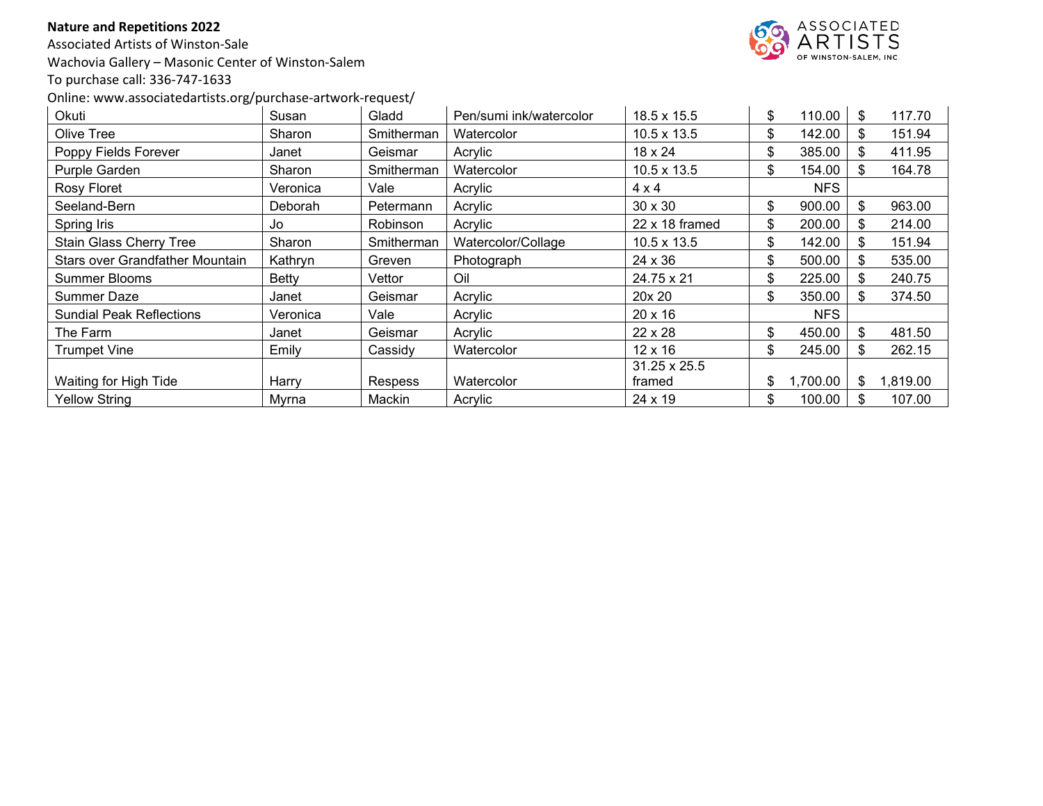**Nature and Repetitions 2022**

Associated Artists of Winston-Sale

Wachovia Gallery – Masonic Center of Winston-Salem

To purchase call: 336-747-1633

Online: www.associatedartists.org/purchase-artwork-request/

ASSOCIATED ARTISTS OF WINSTON-SALEM, INC.

| | | | | | | |
|---|---|---|---|---|---|---|
| Okuti | Susan | Gladd | Pen/sumi ink/watercolor | 18.5 x 15.5 | $ 110.00 | $ 117.70 |
| Olive Tree | Sharon | Smitherman | Watercolor | 10.5 x 13.5 | $ 142.00 | $ 151.94 |
| Poppy Fields Forever | Janet | Geismar | Acrylic | 18 x 24 | $ 385.00 | $ 411.95 |
| Purple Garden | Sharon | Smitherman | Watercolor | 10.5 x 13.5 | $ 154.00 | $ 164.78 |
| Rosy Floret | Veronica | Vale | Acrylic | 4 x 4 | NFS | |
| Seeland-Bern | Deborah | Petermann | Acrylic | 30 x 30 | $ 900.00 | $ 963.00 |
| Spring Iris | Jo | Robinson | Acrylic | 22 x 18 framed | $ 200.00 | $ 214.00 |
| Stain Glass Cherry Tree | Sharon | Smitherman | Watercolor/Collage | 10.5 x 13.5 | $ 142.00 | $ 151.94 |
| Stars over Grandfather Mountain | Kathryn | Greven | Photograph | 24 x 36 | $ 500.00 | $ 535.00 |
| Summer Blooms | Betty | Vettor | Oil | 24.75 x 21 | $ 225.00 | $ 240.75 |
| Summer Daze | Janet | Geismar | Acrylic | 20x 20 | $ 350.00 | $ 374.50 |
| Sundial Peak Reflections | Veronica | Vale | Acrylic | 20 x 16 | NFS | |
| The Farm | Janet | Geismar | Acrylic | 22 x 28 | $ 450.00 | $ 481.50 |
| Trumpet Vine | Emily | Cassidy | Watercolor | 12 x 16 | $ 245.00 | $ 262.15 |
| Waiting for High Tide | Harry | Respess | Watercolor | 31.25 x 25.5 framed | $ 1,700.00 | $ 1,819.00 |
| Yellow String | Myrna | Mackin | Acrylic | 24 x 19 | $ 100.00 | $ 107.00 |